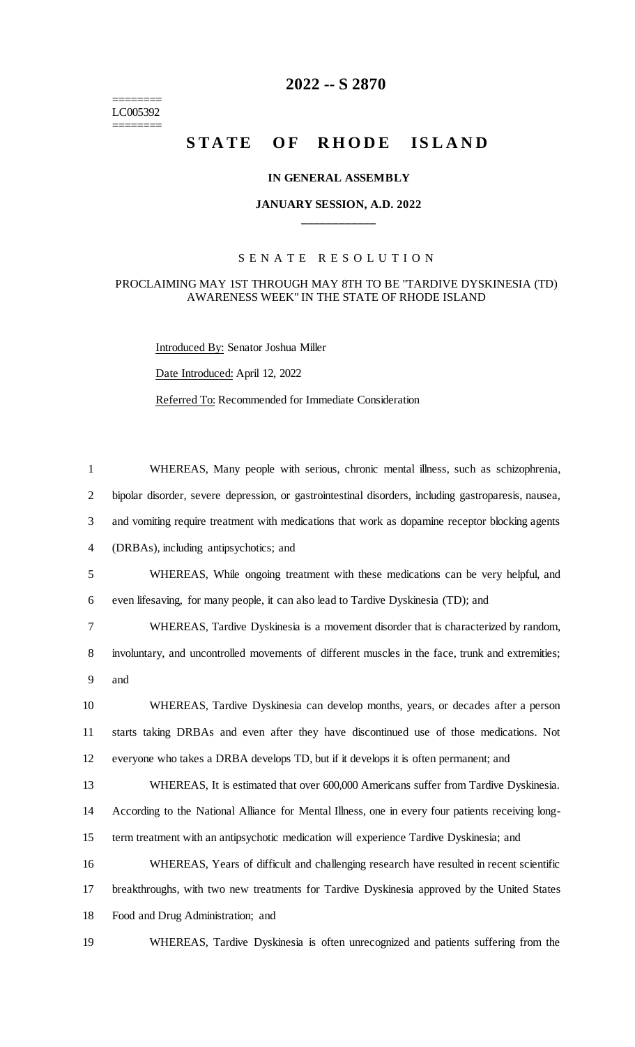# 2022 -- S 2870

========
LC005392
========

## STATE OF RHODE ISLAND

**IN GENERAL ASSEMBLY**

**JANUARY SESSION, A.D. 2022**

\_\_\_\_\_\_\_\_\_\_\_\_

S E N A T E R E S O L U T I O N

PROCLAIMING MAY 1ST THROUGH MAY 8TH TO BE "TARDIVE DYSKINESIA (TD) AWARENESS WEEK" IN THE STATE OF RHODE ISLAND

Introduced By: Senator Joshua Miller

Date Introduced: April 12, 2022

Referred To: Recommended for Immediate Consideration

WHEREAS, Many people with serious, chronic mental illness, such as schizophrenia, bipolar disorder, severe depression, or gastrointestinal disorders, including gastroparesis, nausea, and vomiting require treatment with medications that work as dopamine receptor blocking agents (DRBAs), including antipsychotics; and

WHEREAS, While ongoing treatment with these medications can be very helpful, and even lifesaving, for many people, it can also lead to Tardive Dyskinesia (TD); and

WHEREAS, Tardive Dyskinesia is a movement disorder that is characterized by random, involuntary, and uncontrolled movements of different muscles in the face, trunk and extremities; and

WHEREAS, Tardive Dyskinesia can develop months, years, or decades after a person starts taking DRBAs and even after they have discontinued use of those medications. Not everyone who takes a DRBA develops TD, but if it develops it is often permanent; and

WHEREAS, It is estimated that over 600,000 Americans suffer from Tardive Dyskinesia. According to the National Alliance for Mental Illness, one in every four patients receiving long-term treatment with an antipsychotic medication will experience Tardive Dyskinesia; and

WHEREAS, Years of difficult and challenging research have resulted in recent scientific breakthroughs, with two new treatments for Tardive Dyskinesia approved by the United States Food and Drug Administration; and

WHEREAS, Tardive Dyskinesia is often unrecognized and patients suffering from the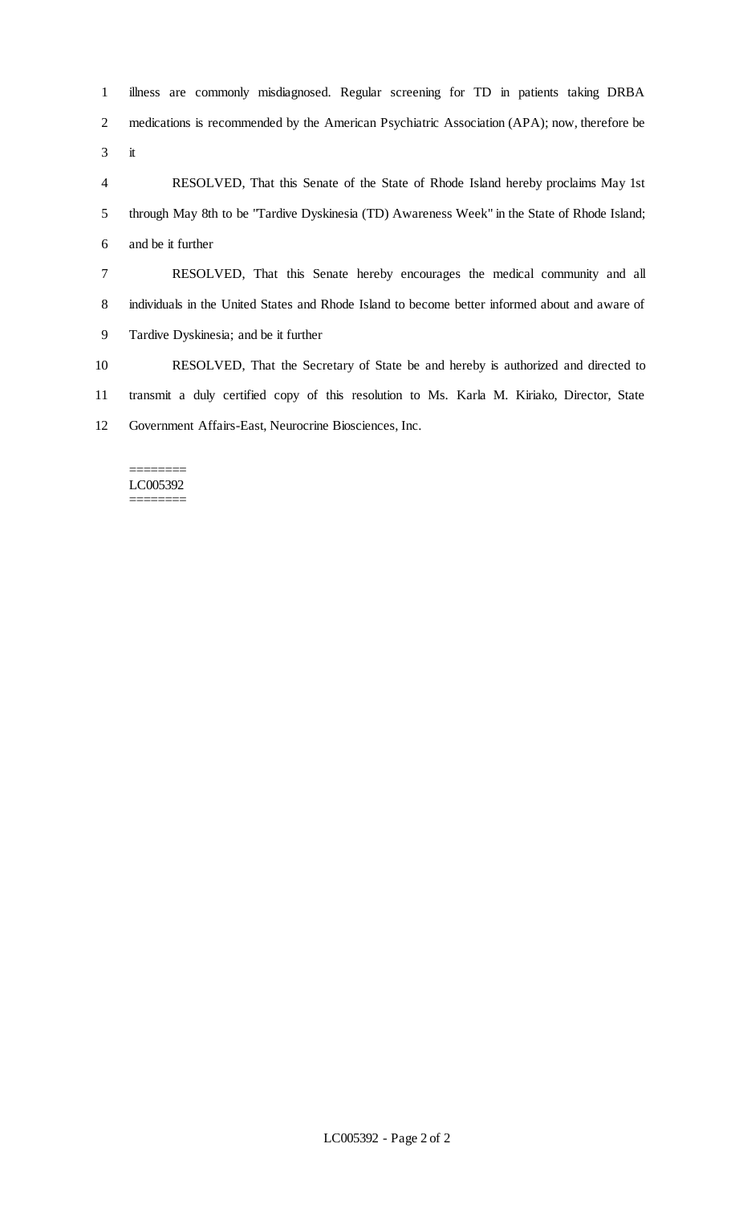illness are commonly misdiagnosed. Regular screening for TD in patients taking DRBA medications is recommended by the American Psychiatric Association (APA); now, therefore be it

RESOLVED, That this Senate of the State of Rhode Island hereby proclaims May 1st through May 8th to be "Tardive Dyskinesia (TD) Awareness Week" in the State of Rhode Island; and be it further

RESOLVED, That this Senate hereby encourages the medical community and all individuals in the United States and Rhode Island to become better informed about and aware of Tardive Dyskinesia; and be it further

RESOLVED, That the Secretary of State be and hereby is authorized and directed to transmit a duly certified copy of this resolution to Ms. Karla M. Kiriako, Director, State Government Affairs-East, Neurocrine Biosciences, Inc.

========
LC005392
========